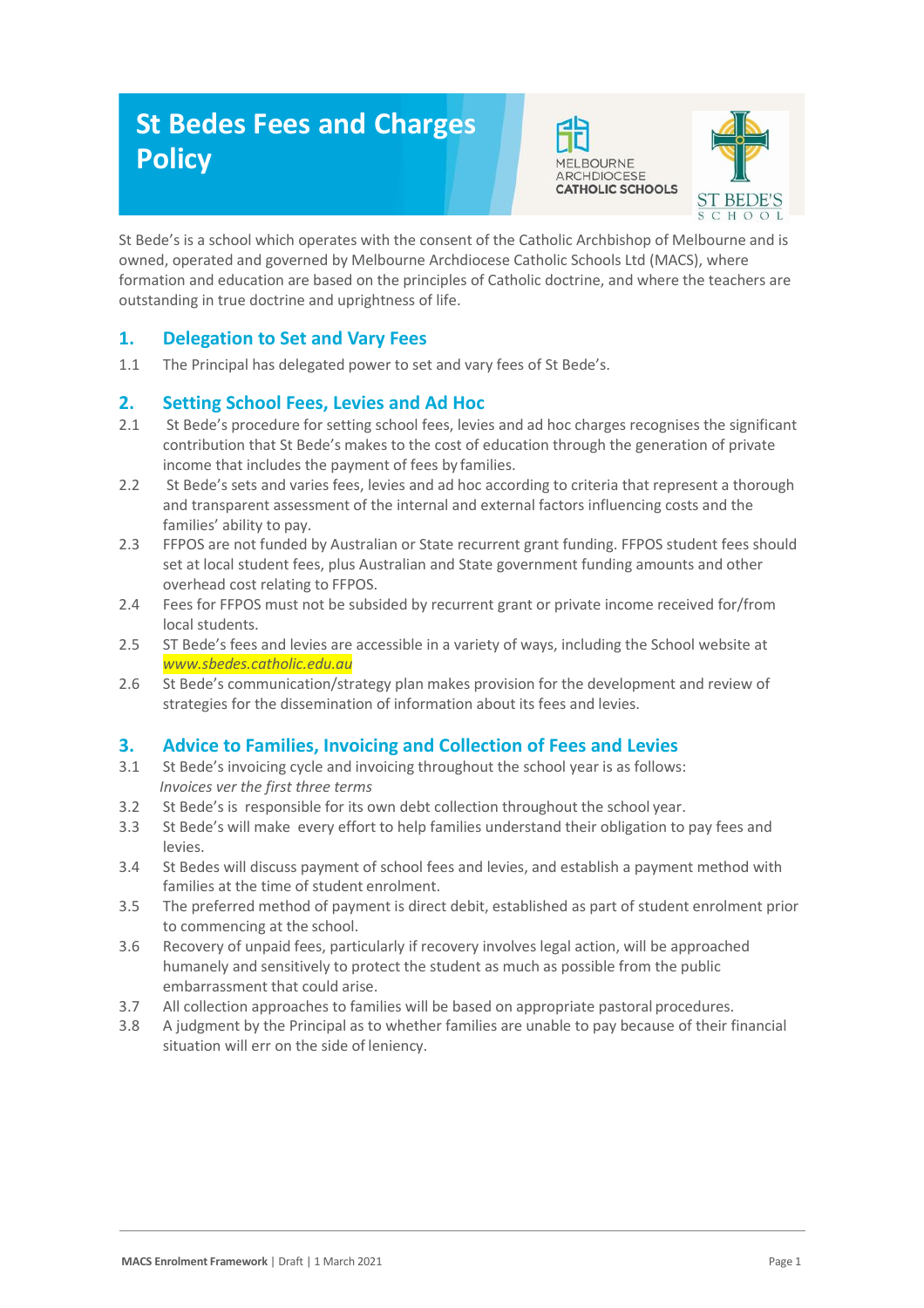# St Bedes Fees and Charges Policy

St Bede's is a school which operates with the consent of the Catholic Archbishop of Melbourne and is owned, operated and governed by Melbourne Archdiocese Catholic Schools Ltd (MACS), where formation and education are based on the principles of Catholic doctrine, and where the teachers are outstanding in true doctrine and uprightness of life.

## 1. Delegation to Set and Vary Fees

1.1 The Principal has delegated power to set and vary fees of St Bede's.

## 2. Setting School Fees, Levies and Ad Hoc

2.1 St Bede's procedure for setting school fees, levies and ad hoc charges recognises the significant contribution that St Bede's makes to the cost of education through the generation of private income that includes the payment of fees by families.

2.2 St Bede's sets and varies fees, levies and ad hoc according to criteria that represent a thorough and transparent assessment of the internal and external factors influencing costs and the families' ability to pay.

2.3 FFPOS are not funded by Australian or State recurrent grant funding. FFPOS student fees should set at local student fees, plus Australian and State government funding amounts and other overhead cost relating to FFPOS.

2.4 Fees for FFPOS must not be subsided by recurrent grant or private income received for/from local students.

2.5 ST Bede's fees and levies are accessible in a variety of ways, including the School website at *www.sbedes.catholic.edu.au*

2.6 St Bede's communication/strategy plan makes provision for the development and review of strategies for the dissemination of information about its fees and levies.

## 3. Advice to Families, Invoicing and Collection of Fees and Levies

3.1 St Bede's invoicing cycle and invoicing throughout the school year is as follows:
*Invoices ver the first three terms*

3.2 St Bede's is responsible for its own debt collection throughout the school year.

3.3 St Bede's will make every effort to help families understand their obligation to pay fees and levies.

3.4 St Bedes will discuss payment of school fees and levies, and establish a payment method with families at the time of student enrolment.

3.5 The preferred method of payment is direct debit, established as part of student enrolment prior to commencing at the school.

3.6 Recovery of unpaid fees, particularly if recovery involves legal action, will be approached humanely and sensitively to protect the student as much as possible from the public embarrassment that could arise.

3.7 All collection approaches to families will be based on appropriate pastoral procedures.

3.8 A judgment by the Principal as to whether families are unable to pay because of their financial situation will err on the side of leniency.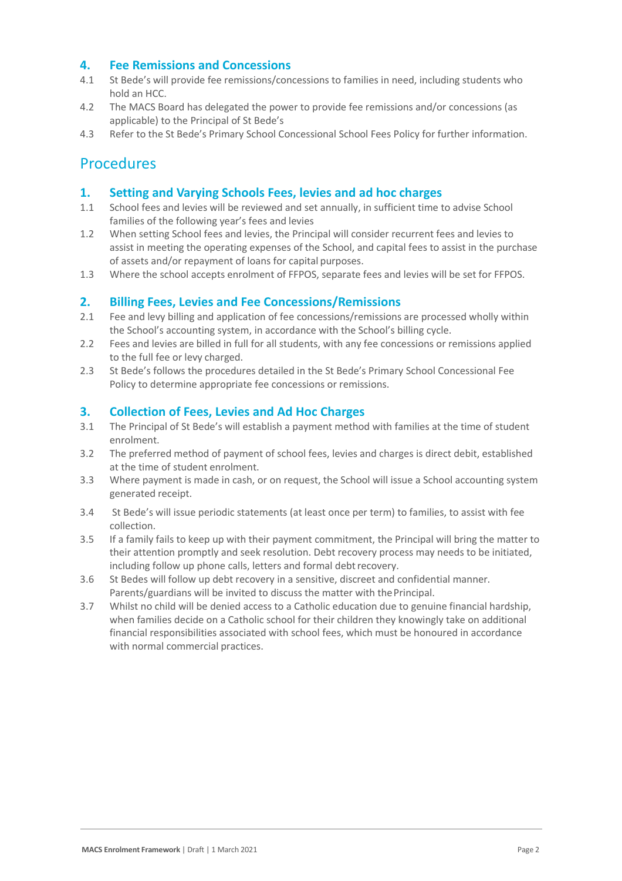## 4. Fee Remissions and Concessions

4.1 St Bede's will provide fee remissions/concessions to families in need, including students who hold an HCC.

4.2 The MACS Board has delegated the power to provide fee remissions and/or concessions (as applicable) to the Principal of St Bede's

4.3 Refer to the St Bede's Primary School Concessional School Fees Policy for further information.

# Procedures

## 1. Setting and Varying Schools Fees, levies and ad hoc charges

1.1 School fees and levies will be reviewed and set annually, in sufficient time to advise School families of the following year's fees and levies

1.2 When setting School fees and levies, the Principal will consider recurrent fees and levies to assist in meeting the operating expenses of the School, and capital fees to assist in the purchase of assets and/or repayment of loans for capital purposes.

1.3 Where the school accepts enrolment of FFPOS, separate fees and levies will be set for FFPOS.

## 2. Billing Fees, Levies and Fee Concessions/Remissions

2.1 Fee and levy billing and application of fee concessions/remissions are processed wholly within the School's accounting system, in accordance with the School's billing cycle.

2.2 Fees and levies are billed in full for all students, with any fee concessions or remissions applied to the full fee or levy charged.

2.3 St Bede's follows the procedures detailed in the St Bede's Primary School Concessional Fee Policy to determine appropriate fee concessions or remissions.

## 3. Collection of Fees, Levies and Ad Hoc Charges

3.1 The Principal of St Bede's will establish a payment method with families at the time of student enrolment.

3.2 The preferred method of payment of school fees, levies and charges is direct debit, established at the time of student enrolment.

3.3 Where payment is made in cash, or on request, the School will issue a School accounting system generated receipt.

3.4 St Bede's will issue periodic statements (at least once per term) to families, to assist with fee collection.

3.5 If a family fails to keep up with their payment commitment, the Principal will bring the matter to their attention promptly and seek resolution. Debt recovery process may needs to be initiated, including follow up phone calls, letters and formal debt recovery.

3.6 St Bedes will follow up debt recovery in a sensitive, discreet and confidential manner. Parents/guardians will be invited to discuss the matter with the Principal.

3.7 Whilst no child will be denied access to a Catholic education due to genuine financial hardship, when families decide on a Catholic school for their children they knowingly take on additional financial responsibilities associated with school fees, which must be honoured in accordance with normal commercial practices.